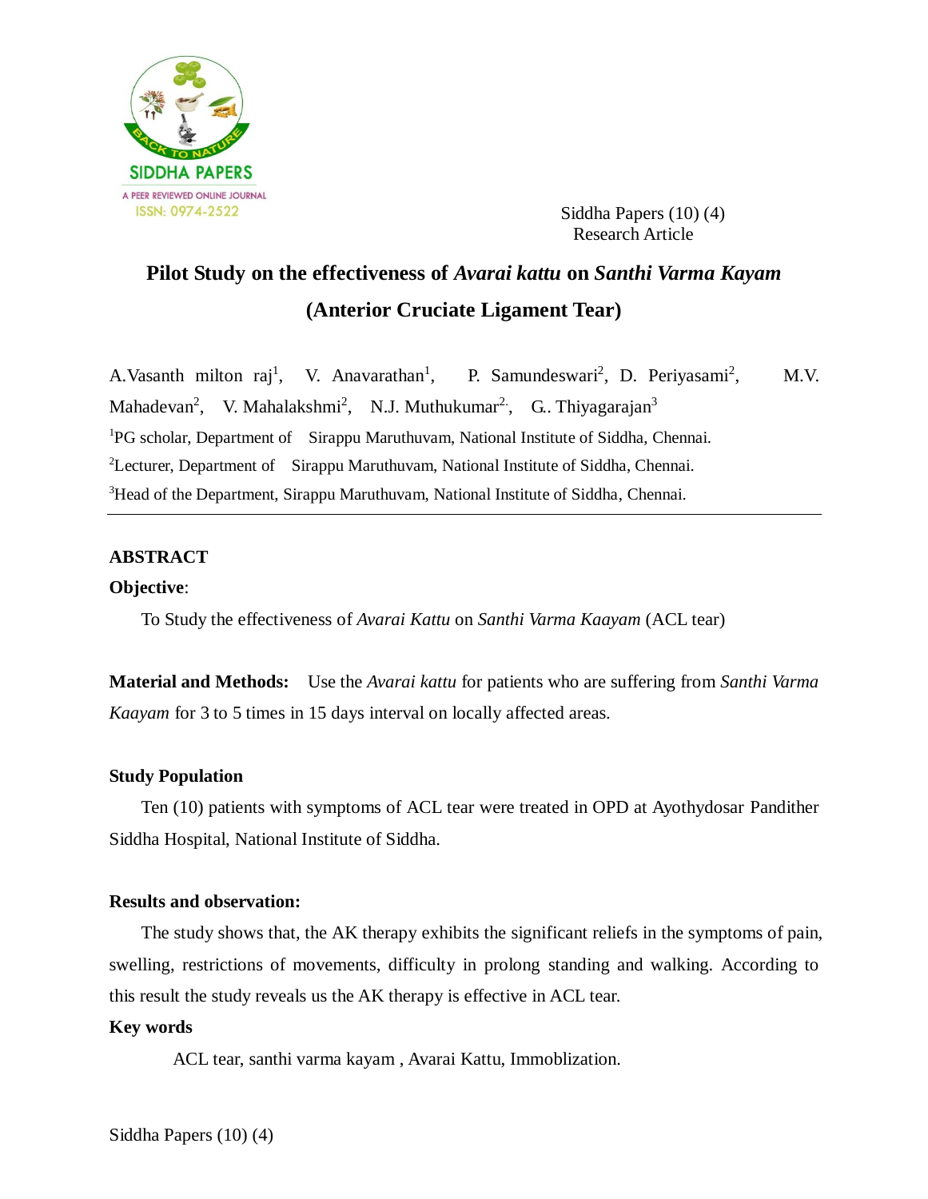Research Article

# Pilot Study on the effectiveness of *Avarai kattu* on *Santhi Varma Kayam* (Anterior Cruciate Ligament Tear)

A.Vasanth milton raj[1], V. Anavarathan[1], P. Samundeswari[2], D. Periyasami[2], M.V. Mahadevan[2], V. Mahalakshmi[2], N.J. Muthukumar[2], G.. Thiyagarajan[3]

[1]PG scholar, Department of Sirappu Maruthuvam, National Institute of Siddha, Chennai.

[2]Lecturer, Department of Sirappu Maruthuvam, National Institute of Siddha, Chennai.

[3]Head of the Department, Sirappu Maruthuvam, National Institute of Siddha, Chennai.

---

## ABSTRACT

**Objective**:

To Study the effectiveness of *Avarai Kattu* on *Santhi Varma Kaayam* (ACL tear)

**Material and Methods:** Use the *Avarai kattu* for patients who are suffering from *Santhi Varma Kaayam* for 3 to 5 times in 15 days interval on locally affected areas.

**Study Population**

Ten (10) patients with symptoms of ACL tear were treated in OPD at Ayothydosar Pandither Siddha Hospital, National Institute of Siddha.

**Results and observation:**

The study shows that, the AK therapy exhibits the significant reliefs in the symptoms of pain, swelling, restrictions of movements, difficulty in prolong standing and walking. According to this result the study reveals us the AK therapy is effective in ACL tear.

**Key words**

ACL tear, santhi varma kayam , Avarai Kattu, Immoblization.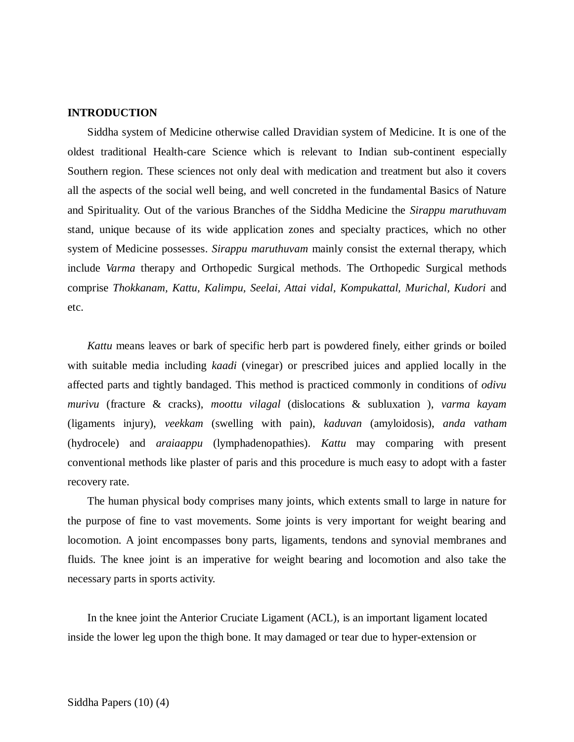**INTRODUCTION**

Siddha system of Medicine otherwise called Dravidian system of Medicine. It is one of the oldest traditional Health-care Science which is relevant to Indian sub-continent especially Southern region. These sciences not only deal with medication and treatment but also it covers all the aspects of the social well being, and well concreted in the fundamental Basics of Nature and Spirituality. Out of the various Branches of the Siddha Medicine the *Sirappu maruthuvam* stand, unique because of its wide application zones and specialty practices, which no other system of Medicine possesses. *Sirappu maruthuvam* mainly consist the external therapy, which include *Varma* therapy and Orthopedic Surgical methods. The Orthopedic Surgical methods comprise *Thokkanam, Kattu, Kalimpu, Seelai, Attai vidal, Kompukattal, Murichal, Kudori* and etc.

*Kattu* means leaves or bark of specific herb part is powdered finely, either grinds or boiled with suitable media including *kaadi* (vinegar) or prescribed juices and applied locally in the affected parts and tightly bandaged. This method is practiced commonly in conditions of *odivu murivu* (fracture & cracks), *moottu vilagal* (dislocations & subluxation ), *varma kayam* (ligaments injury), *veekkam* (swelling with pain), *kaduvan* (amyloidosis), *anda vatham* (hydrocele) and *araiaappu* (lymphadenopathies). *Kattu* may comparing with present conventional methods like plaster of paris and this procedure is much easy to adopt with a faster recovery rate.

The human physical body comprises many joints, which extents small to large in nature for the purpose of fine to vast movements. Some joints is very important for weight bearing and locomotion. A joint encompasses bony parts, ligaments, tendons and synovial membranes and fluids. The knee joint is an imperative for weight bearing and locomotion and also take the necessary parts in sports activity.

In the knee joint the Anterior Cruciate Ligament (ACL), is an important ligament located inside the lower leg upon the thigh bone. It may damaged or tear due to hyper-extension or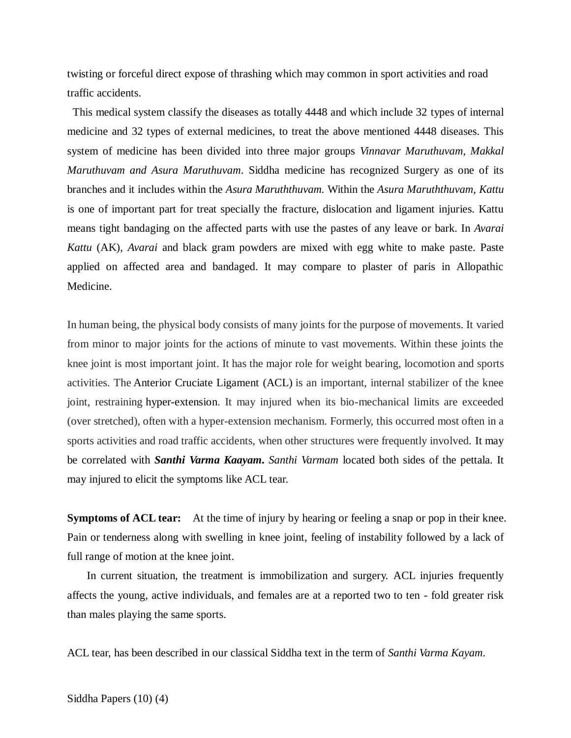twisting or forceful direct expose of thrashing which may common in sport activities and road traffic accidents.

This medical system classify the diseases as totally 4448 and which include 32 types of internal medicine and 32 types of external medicines, to treat the above mentioned 4448 diseases. This system of medicine has been divided into three major groups *Vinnavar Maruthuvam, Makkal Maruthuvam and Asura Maruthuvam*. Siddha medicine has recognized Surgery as one of its branches and it includes within the *Asura Maruththuvam.* Within the *Asura Maruththuvam, Kattu* is one of important part for treat specially the fracture, dislocation and ligament injuries. Kattu means tight bandaging on the affected parts with use the pastes of any leave or bark. In *Avarai Kattu* (AK), *Avarai* and black gram powders are mixed with egg white to make paste. Paste applied on affected area and bandaged. It may compare to plaster of paris in Allopathic Medicine.

In human being, the physical body consists of many joints for the purpose of movements. It varied from minor to major joints for the actions of minute to vast movements. Within these joints the knee joint is most important joint. It has the major role for weight bearing, locomotion and sports activities. The Anterior Cruciate Ligament (ACL) is an important, internal stabilizer of the knee joint, restraining hyper-extension. It may injured when its bio-mechanical limits are exceeded (over stretched), often with a hyper-extension mechanism. Formerly, this occurred most often in a sports activities and road traffic accidents, when other structures were frequently involved. It may be correlated with ***Santhi Varma Kaayam***. *Santhi Varmam* located both sides of the pettala. It may injured to elicit the symptoms like ACL tear.

**Symptoms of ACL tear:** At the time of injury by hearing or feeling a snap or pop in their knee. Pain or tenderness along with swelling in knee joint, feeling of instability followed by a lack of full range of motion at the knee joint.

In current situation, the treatment is immobilization and surgery. ACL injuries frequently affects the young, active individuals, and females are at a reported two to ten - fold greater risk than males playing the same sports.

ACL tear, has been described in our classical Siddha text in the term of *Santhi Varma Kayam*.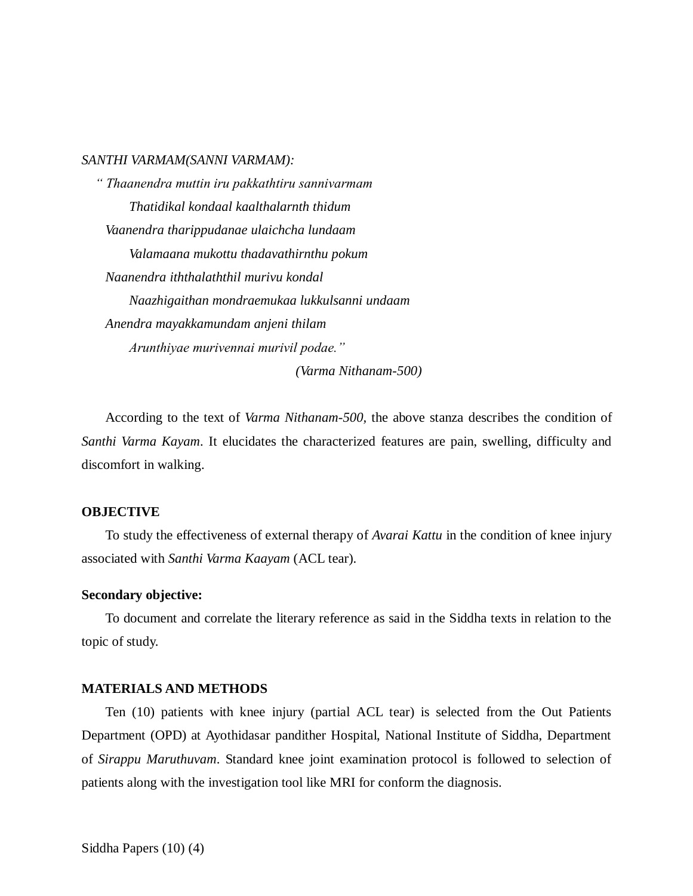*SANTHI VARMAM(SANNI VARMAM):*

*“ Thaanendra muttin iru pakkathtiru sannivarmam*
*Thatidikal kondaal kaalthalarnth thidum*
*Vaanendra tharippudanae ulaichcha lundaam*
*Valamaana mukottu thadavathirnthu pokum*
*Naanendra iththalaththil murivu kondal*
*Naazhigaithan mondraemukaa lukkulsanni undaam*
*Anendra mayakkamundam anjeni thilam*
*Arunthiyae murivennai murivil podae.”*

*(Varma Nithanam-500)*

According to the text of *Varma Nithanam-500,* the above stanza describes the condition of *Santhi Varma Kayam*. It elucidates the characterized features are pain, swelling, difficulty and discomfort in walking.

**OBJECTIVE**

To study the effectiveness of external therapy of *Avarai Kattu* in the condition of knee injury associated with *Santhi Varma Kaayam* (ACL tear).

**Secondary objective:**

To document and correlate the literary reference as said in the Siddha texts in relation to the topic of study.

**MATERIALS AND METHODS**

Ten (10) patients with knee injury (partial ACL tear) is selected from the Out Patients Department (OPD) at Ayothidasar pandither Hospital, National Institute of Siddha, Department of *Sirappu Maruthuvam*. Standard knee joint examination protocol is followed to selection of patients along with the investigation tool like MRI for conform the diagnosis.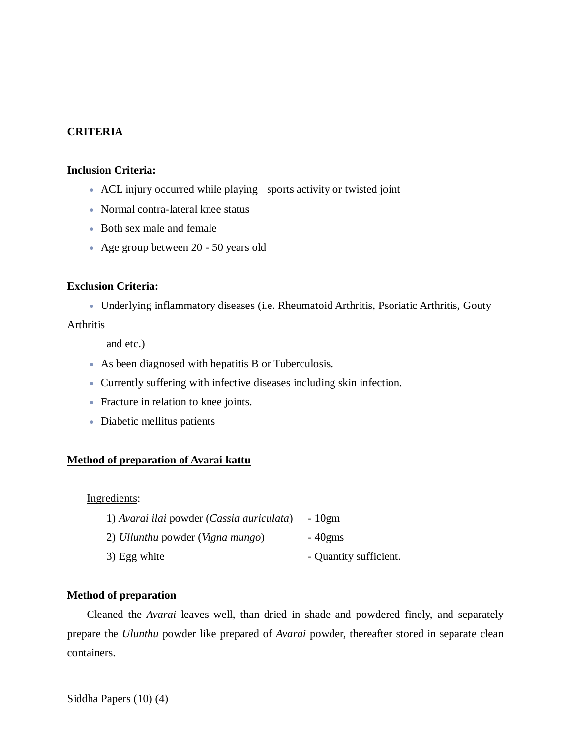## CRITERIA

**Inclusion Criteria:**

- ACL injury occurred while playing sports activity or twisted joint
- Normal contra-lateral knee status
- Both sex male and female
- Age group between 20 - 50 years old

**Exclusion Criteria:**

- Underlying inflammatory diseases (i.e. Rheumatoid Arthritis, Psoriatic Arthritis, Gouty Arthritis and etc.)
- As been diagnosed with hepatitis B or Tuberculosis.
- Currently suffering with infective diseases including skin infection.
- Fracture in relation to knee joints.
- Diabetic mellitus patients

**Method of preparation of Avarai kattu**

Ingredients:

1) *Avarai ilai* powder (*Cassia auriculata*) - 10gm
2) *Ullunthu* powder (*Vigna mungo*) - 40gms
3) Egg white - Quantity sufficient.

**Method of preparation**

Cleaned the *Avarai* leaves well, than dried in shade and powdered finely, and separately prepare the *Ulunthu* powder like prepared of *Avarai* powder, thereafter stored in separate clean containers.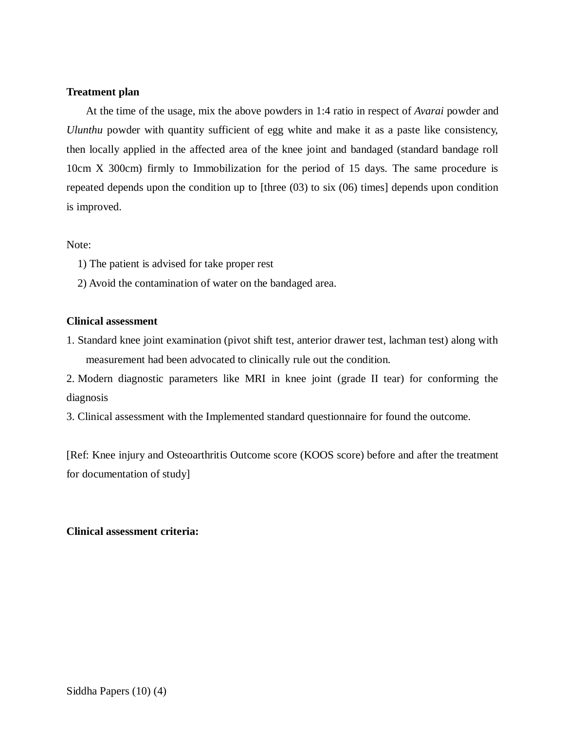**Treatment plan**

At the time of the usage, mix the above powders in 1:4 ratio in respect of *Avarai* powder and *Ulunthu* powder with quantity sufficient of egg white and make it as a paste like consistency, then locally applied in the affected area of the knee joint and bandaged (standard bandage roll 10cm X 300cm) firmly to Immobilization for the period of 15 days. The same procedure is repeated depends upon the condition up to [three (03) to six (06) times] depends upon condition is improved.

Note:

1) The patient is advised for take proper rest
2) Avoid the contamination of water on the bandaged area.

**Clinical assessment**

1. Standard knee joint examination (pivot shift test, anterior drawer test, lachman test) along with measurement had been advocated to clinically rule out the condition.
2. Modern diagnostic parameters like MRI in knee joint (grade II tear) for conforming the diagnosis
3. Clinical assessment with the Implemented standard questionnaire for found the outcome.

[Ref: Knee injury and Osteoarthritis Outcome score (KOOS score) before and after the treatment for documentation of study]

**Clinical assessment criteria:**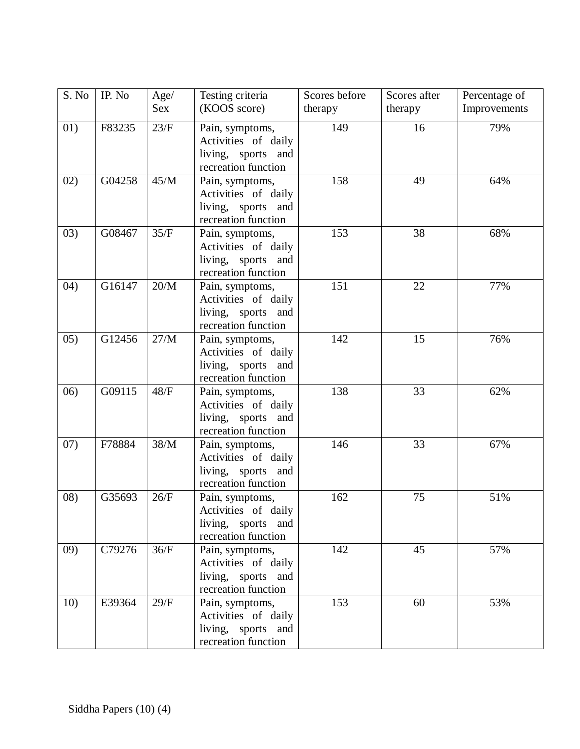| S. No | IP. No | Age/ Sex | Testing criteria (KOOS score) | Scores before therapy | Scores after therapy | Percentage of Improvements |
|---|---|---|---|---|---|---|
| 01) | F83235 | 23/F | Pain, symptoms, Activities of daily living, sports and recreation function | 149 | 16 | 79% |
| 02) | G04258 | 45/M | Pain, symptoms, Activities of daily living, sports and recreation function | 158 | 49 | 64% |
| 03) | G08467 | 35/F | Pain, symptoms, Activities of daily living, sports and recreation function | 153 | 38 | 68% |
| 04) | G16147 | 20/M | Pain, symptoms, Activities of daily living, sports and recreation function | 151 | 22 | 77% |
| 05) | G12456 | 27/M | Pain, symptoms, Activities of daily living, sports and recreation function | 142 | 15 | 76% |
| 06) | G09115 | 48/F | Pain, symptoms, Activities of daily living, sports and recreation function | 138 | 33 | 62% |
| 07) | F78884 | 38/M | Pain, symptoms, Activities of daily living, sports and recreation function | 146 | 33 | 67% |
| 08) | G35693 | 26/F | Pain, symptoms, Activities of daily living, sports and recreation function | 162 | 75 | 51% |
| 09) | C79276 | 36/F | Pain, symptoms, Activities of daily living, sports and recreation function | 142 | 45 | 57% |
| 10) | E39364 | 29/F | Pain, symptoms, Activities of daily living, sports and recreation function | 153 | 60 | 53% |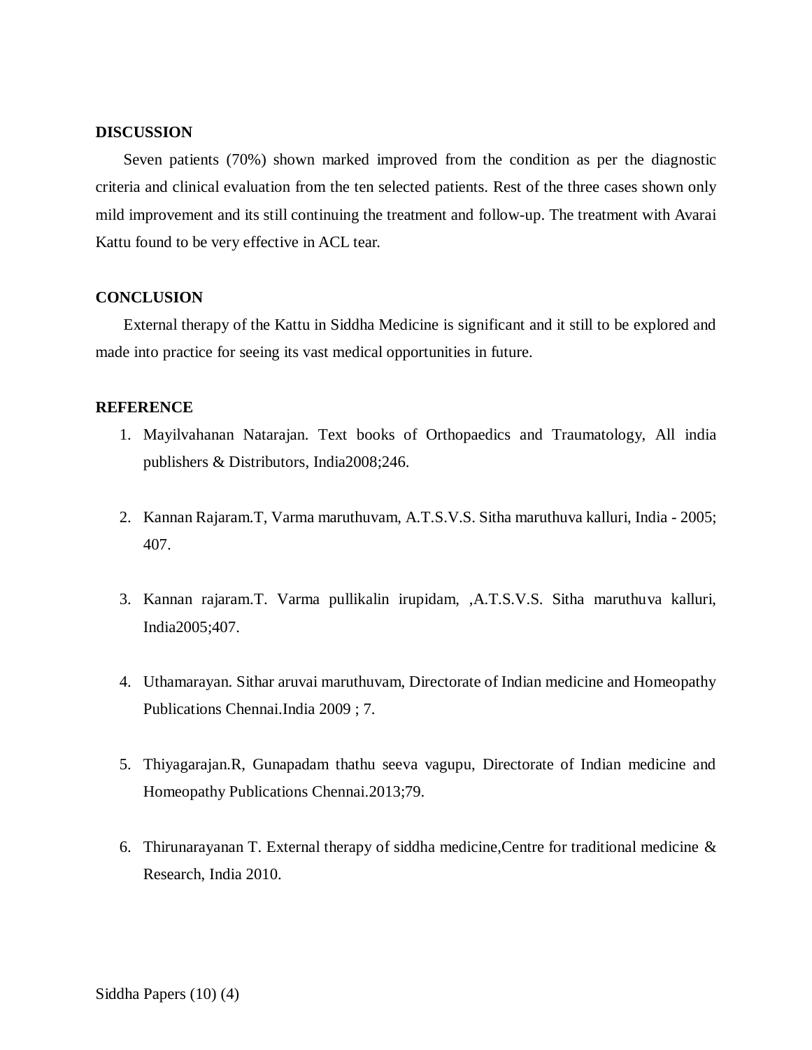## DISCUSSION

Seven patients (70%) shown marked improved from the condition as per the diagnostic criteria and clinical evaluation from the ten selected patients. Rest of the three cases shown only mild improvement and its still continuing the treatment and follow-up. The treatment with Avarai Kattu found to be very effective in ACL tear.

## CONCLUSION

External therapy of the Kattu in Siddha Medicine is significant and it still to be explored and made into practice for seeing its vast medical opportunities in future.

## REFERENCE

1. Mayilvahanan Natarajan. Text books of Orthopaedics and Traumatology, All india publishers & Distributors, India2008;246.

2. Kannan Rajaram.T, Varma maruthuvam, A.T.S.V.S. Sitha maruthuva kalluri, India - 2005; 407.

3. Kannan rajaram.T. Varma pullikalin irupidam, ,A.T.S.V.S. Sitha maruthuva kalluri, India2005;407.

4. Uthamarayan. Sithar aruvai maruthuvam, Directorate of Indian medicine and Homeopathy Publications Chennai.India 2009 ; 7.

5. Thiyagarajan.R, Gunapadam thathu seeva vagupu, Directorate of Indian medicine and Homeopathy Publications Chennai.2013;79.

6. Thirunarayanan T. External therapy of siddha medicine,Centre for traditional medicine & Research, India 2010.